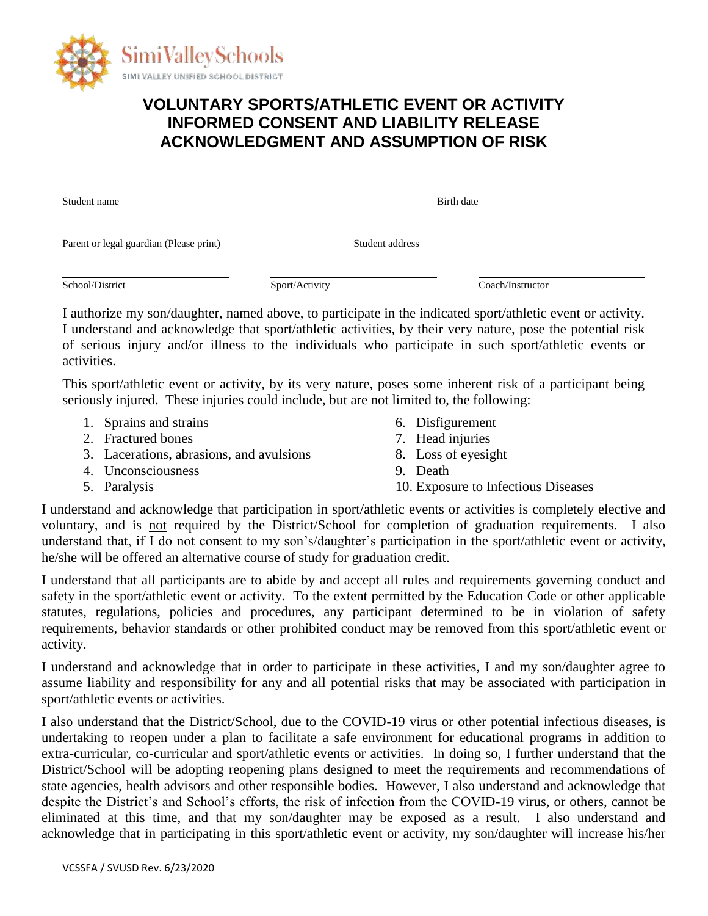SimiValleySchools
SIMI VALLEY UNIFIED SCHOOL DISTRICT

# VOLUNTARY SPORTS/ATHLETIC EVENT OR ACTIVITY INFORMED CONSENT AND LIABILITY RELEASE ACKNOWLEDGMENT AND ASSUMPTION OF RISK

Student name ______________________ Birth date ______________________

Parent or legal guardian (Please print) ______________________ Student address ______________________

School/District ______________________ Sport/Activity ______________________ Coach/Instructor ______________________

I authorize my son/daughter, named above, to participate in the indicated sport/athletic event or activity. I understand and acknowledge that sport/athletic activities, by their very nature, pose the potential risk of serious injury and/or illness to the individuals who participate in such sport/athletic events or activities.

This sport/athletic event or activity, by its very nature, poses some inherent risk of a participant being seriously injured. These injuries could include, but are not limited to, the following:

1. Sprains and strains
2. Fractured bones
3. Lacerations, abrasions, and avulsions
4. Unconsciousness
5. Paralysis
6. Disfigurement
7. Head injuries
8. Loss of eyesight
9. Death
10. Exposure to Infectious Diseases

I understand and acknowledge that participation in sport/athletic events or activities is completely elective and voluntary, and is not required by the District/School for completion of graduation requirements. I also understand that, if I do not consent to my son's/daughter's participation in the sport/athletic event or activity, he/she will be offered an alternative course of study for graduation credit.

I understand that all participants are to abide by and accept all rules and requirements governing conduct and safety in the sport/athletic event or activity. To the extent permitted by the Education Code or other applicable statutes, regulations, policies and procedures, any participant determined to be in violation of safety requirements, behavior standards or other prohibited conduct may be removed from this sport/athletic event or activity.

I understand and acknowledge that in order to participate in these activities, I and my son/daughter agree to assume liability and responsibility for any and all potential risks that may be associated with participation in sport/athletic events or activities.

I also understand that the District/School, due to the COVID-19 virus or other potential infectious diseases, is undertaking to reopen under a plan to facilitate a safe environment for educational programs in addition to extra-curricular, co-curricular and sport/athletic events or activities. In doing so, I further understand that the District/School will be adopting reopening plans designed to meet the requirements and recommendations of state agencies, health advisors and other responsible bodies. However, I also understand and acknowledge that despite the District's and School's efforts, the risk of infection from the COVID-19 virus, or others, cannot be eliminated at this time, and that my son/daughter may be exposed as a result. I also understand and acknowledge that in participating in this sport/athletic event or activity, my son/daughter will increase his/her

VCSSFA / SVUSD Rev. 6/23/2020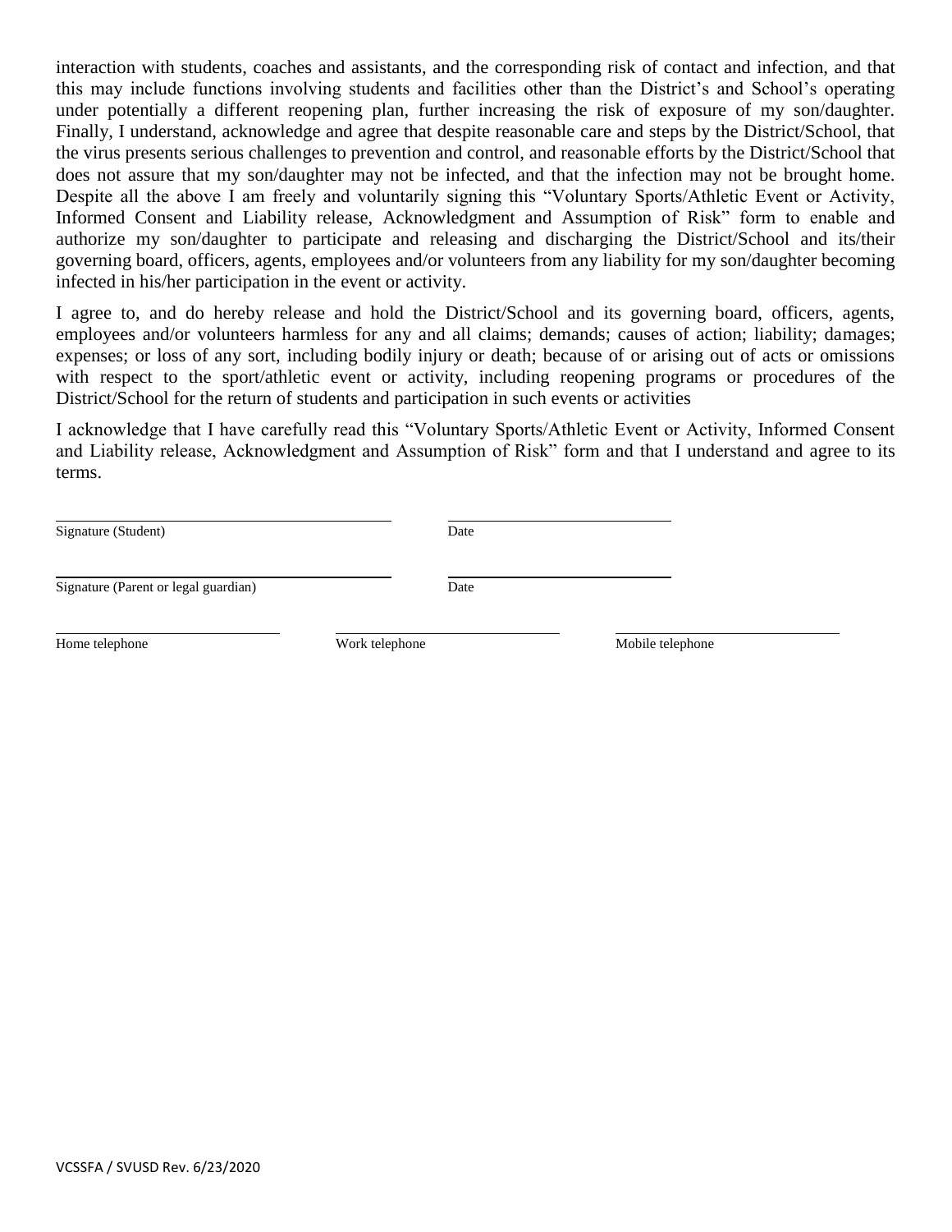interaction with students, coaches and assistants, and the corresponding risk of contact and infection, and that this may include functions involving students and facilities other than the District's and School's operating under potentially a different reopening plan, further increasing the risk of exposure of my son/daughter. Finally, I understand, acknowledge and agree that despite reasonable care and steps by the District/School, that the virus presents serious challenges to prevention and control, and reasonable efforts by the District/School that does not assure that my son/daughter may not be infected, and that the infection may not be brought home. Despite all the above I am freely and voluntarily signing this "Voluntary Sports/Athletic Event or Activity, Informed Consent and Liability release, Acknowledgment and Assumption of Risk" form to enable and authorize my son/daughter to participate and releasing and discharging the District/School and its/their governing board, officers, agents, employees and/or volunteers from any liability for my son/daughter becoming infected in his/her participation in the event or activity.

I agree to, and do hereby release and hold the District/School and its governing board, officers, agents, employees and/or volunteers harmless for any and all claims; demands; causes of action; liability; damages; expenses; or loss of any sort, including bodily injury or death; because of or arising out of acts or omissions with respect to the sport/athletic event or activity, including reopening programs or procedures of the District/School for the return of students and participation in such events or activities

I acknowledge that I have carefully read this "Voluntary Sports/Athletic Event or Activity, Informed Consent and Liability release, Acknowledgment and Assumption of Risk" form and that I understand and agree to its terms.

\_\_\_\_\_\_\_\_\_\_\_\_\_\_\_\_\_\_\_\_\_\_\_\_\_\_\_\_\_\_\_\_ \_\_\_\_\_\_\_\_\_\_\_\_\_\_\_\_\_\_\_\_

Signature (Student) Date

\_\_\_\_\_\_\_\_\_\_\_\_\_\_\_\_\_\_\_\_\_\_\_\_\_\_\_\_\_\_\_\_ \_\_\_\_\_\_\_\_\_\_\_\_\_\_\_\_\_\_\_\_

Signature (Parent or legal guardian) Date

\_\_\_\_\_\_\_\_\_\_\_\_\_\_\_\_\_\_\_\_ \_\_\_\_\_\_\_\_\_\_\_\_\_\_\_\_\_\_\_\_ \_\_\_\_\_\_\_\_\_\_\_\_\_\_\_\_\_\_\_\_

Home telephone Work telephone Mobile telephone

VCSSFA / SVUSD Rev. 6/23/2020